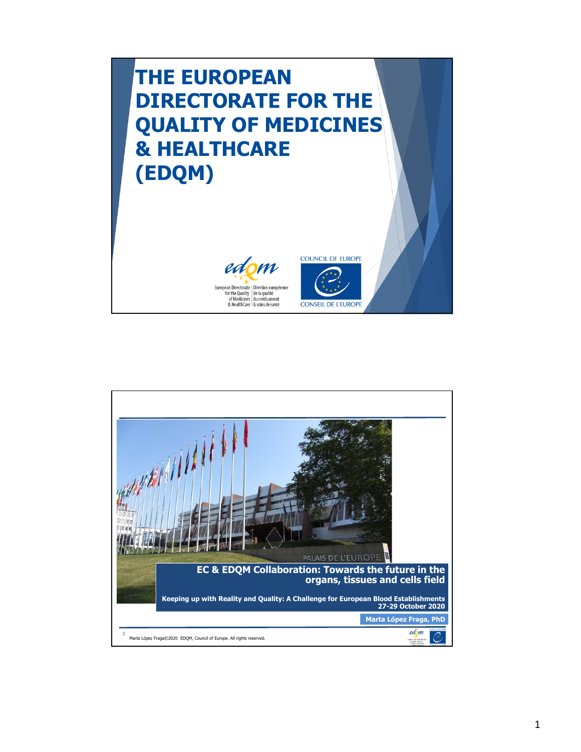# THE EUROPEAN DIRECTORATE FOR THE QUALITY OF MEDICINES & HEALTHCARE (EDQM)

European Directorate for the Quality of Medicines & HealthCare | Direction européenne de la qualité du médicament & soins de santé

COUNCIL OF EUROPE
CONSEIL DE L'EUROPE

---

PALAIS DE L'EUROPE

## EC & EDQM Collaboration: Towards the future in the organs, tissues and cells field

**Keeping up with Reality and Quality: A Challenge for European Blood Establishments**
**27-29 October 2020**

**Marta López Fraga, PhD**

Marta López Fraga©2020 EDQM, Council of Europe. All rights reserved.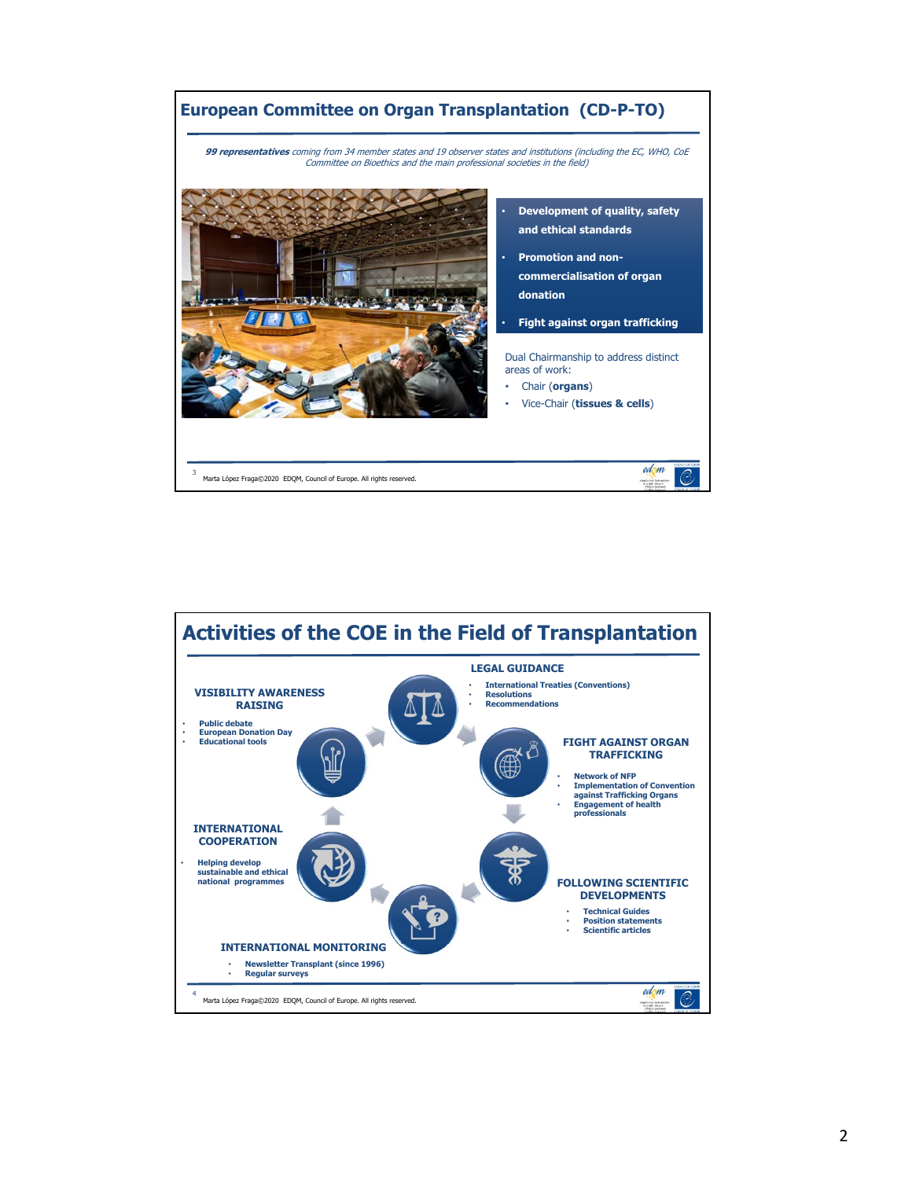# European Committee on Organ Transplantation (CD-P-TO)

***99 representatives*** *coming from 34 member states and 19 observer states and institutions (including the EC, WHO, CoE Committee on Bioethics and the main professional societies in the field)*

- **Development of quality, safety and ethical standards**
- **Promotion and non-commercialisation of organ donation**
- **Fight against organ trafficking**

Dual Chairmanship to address distinct areas of work:

- Chair (**organs**)
- Vice-Chair (**tissues & cells**)

Marta López Fraga©2020 EDQM, Council of Europe. All rights reserved.

# Activities of the COE in the Field of Transplantation

### LEGAL GUIDANCE

- International Treaties (Conventions)
- Resolutions
- Recommendations

### FIGHT AGAINST ORGAN TRAFFICKING

- Network of NFP
- Implementation of Convention against Trafficking Organs
- Engagement of health professionals

### FOLLOWING SCIENTIFIC DEVELOPMENTS

- Technical Guides
- Position statements
- Scientific articles

### INTERNATIONAL MONITORING

- Newsletter Transplant (since 1996)
- Regular surveys

### INTERNATIONAL COOPERATION

- Helping develop sustainable and ethical national programmes

### VISIBILITY AWARENESS RAISING

- Public debate
- European Donation Day
- Educational tools

Marta López Fraga©2020 EDQM, Council of Europe. All rights reserved.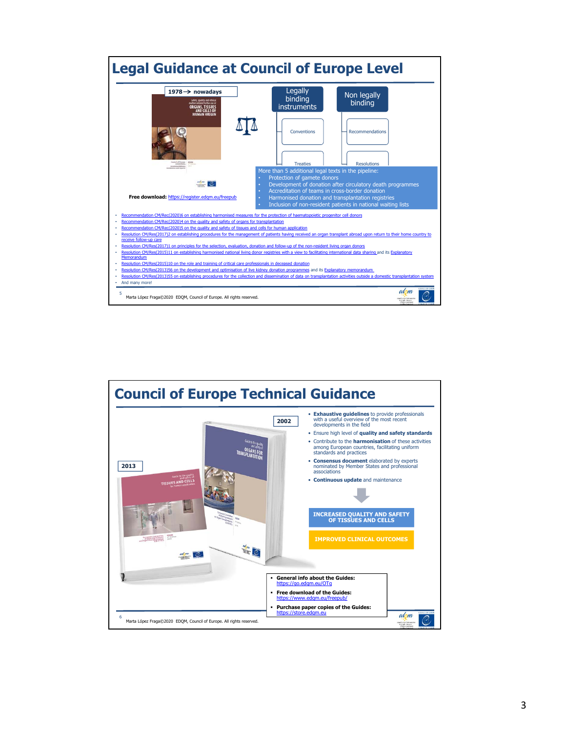# Legal Guidance at Council of Europe Level

1978 → nowadays

Free download: https://register.edqm.eu/freepub

Legally binding instruments
- Conventions
- Treaties

Non legally binding
- Recommendations
- Resolutions

More than 5 additional legal texts in the pipeline:
- Protection of gamete donors
- Development of donation after circulatory death programmes
- Accreditation of teams in cross-border donation
- Harmonised donation and transplantation registries
- Inclusion of non-resident patients in national waiting lists

- Recommendation CM/Rec(2020)6 on establishing harmonised measures for the protection of haematopoietic progenitor cell donors
- Recommendation CM/Rec(2020)4 on the quality and safety of organs for transplantation
- Recommendation CM/Rec(2020)5 on the quality and safety of tissues and cells for human application
- Resolution CM/Res(2017)2 on establishing procedures for the management of patients having received an organ transplant abroad upon return to their home country to receive follow-up care
- Resolution CM/Res(2017)1 on principles for the selection, evaluation, donation and follow-up of the non-resident living organ donors
- Resolution CM/Res(2015)11 on establishing harmonised national living donor registries with a view to facilitating international data sharing and its Explanatory Memorandum
- Resolution CM/Res(2015)10 on the role and training of critical care professionals in deceased donation
- Resolution CM/Res(2013)56 on the development and optimisation of live kidney donation programmes and its Explanatory memorandum
- Resolution CM/Res(2013)55 on establishing procedures for the collection and dissemination of data on transplantation activities outside a domestic transplantation system
- And many more!

Marta López Fraga©2020 EDQM, Council of Europe. All rights reserved.

# Council of Europe Technical Guidance

2002

2013

- **Exhaustive guidelines** to provide professionals with a useful overview of the most recent developments in the field
- Ensure high level of **quality and safety standards**
- Contribute to the **harmonisation** of these activities among European countries, facilitating uniform standards and practices
- **Consensus document** elaborated by experts nominated by Member States and professional associations
- **Continuous update** and maintenance

**INCREASED QUALITY AND SAFETY OF TISSUES AND CELLS**

**IMPROVED CLINICAL OUTCOMES**

- **General info about the Guides:** https://go.edqm.eu/OTg
- **Free download of the Guides:** https://www.edqm.eu/freepub/
- **Purchase paper copies of the Guides:** https://store.edqm.eu

Marta López Fraga©2020 EDQM, Council of Europe. All rights reserved.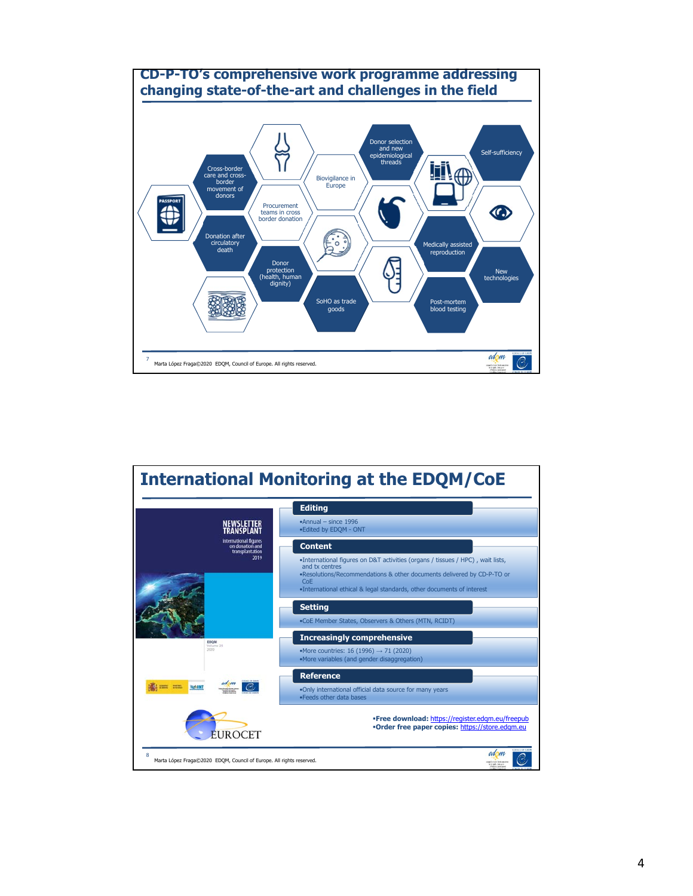## CD-P-TO's comprehensive work programme addressing changing state-of-the-art and challenges in the field

- Cross-border care and cross-border movement of donors
- Donation after circulatory death
- Procurement teams in cross border donation
- Donor protection (health, human dignity)
- Biovigilance in Europe
- SoHO as trade goods
- Donor selection and new epidemiological threads
- Medically assisted reproduction
- Post-mortem blood testing
- Self-sufficiency
- New technologies

Marta López Fraga©2020 EDQM, Council of Europe. All rights reserved.

## International Monitoring at the EDQM/CoE

NEWSLETTER TRANSPLANT
International figures on donation and transplantation 2019

EDQM
Volume 25
2020

### Editing
- Annual – since 1996
- Edited by EDQM - ONT

### Content
- International figures on D&T activities (organs / tissues / HPC) , wait lists, and tx centres
- Resolutions/Recommendations & other documents delivered by CD-P-TO or CoE
- International ethical & legal standards, other documents of interest

### Setting
- CoE Member States, Observers & Others (MTN, RCIDT)

### Increasingly comprehensive
- More countries: 16 (1996) → 71 (2020)
- More variables (and gender disaggregation)

### Reference
- Only international official data source for many years
- Feeds other data bases

EUROCET

- **Free download:** https://register.edqm.eu/freepub
- **Order free paper copies:** https://store.edqm.eu

Marta López Fraga©2020 EDQM, Council of Europe. All rights reserved.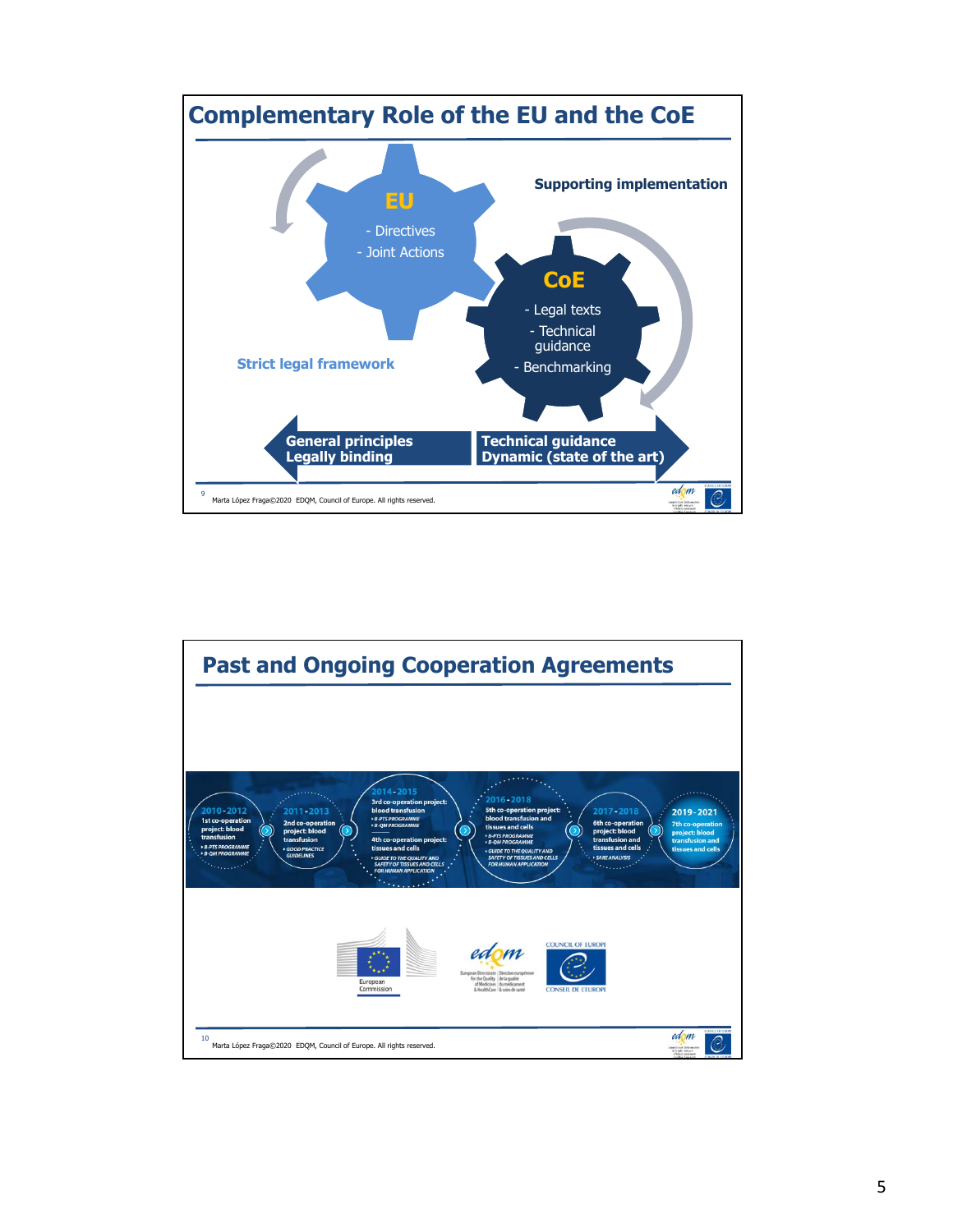## Complementary Role of the EU and the CoE

**EU**
- Directives
- Joint Actions

**CoE**
- Legal texts
- Technical guidance
- Benchmarking

**Supporting implementation**

**Strict legal framework**

**General principles**
**Legally binding**

**Technical guidance**
**Dynamic (state of the art)**

Marta López Fraga©2020 EDQM, Council of Europe. All rights reserved.

## Past and Ongoing Cooperation Agreements

- **2010-2012** 1st co-operation project: blood transfusion
  - B-PTS PROGRAMME
  - B-QM PROGRAMME
- **2011-2013** 2nd co-operation project: blood transfusion
  - GOOD PRACTICE GUIDELINES
- **2014-2015** 3rd co-operation project: blood transfusion
  - B-PTS PROGRAMME
  - B-QM PROGRAMME

  4th co-operation project: tissues and cells
  - GUIDE TO THE QUALITY AND SAFETY OF TISSUES AND CELLS FOR HUMAN APPLICATION
- **2016-2018** 5th co-operation project: blood transfusion and tissues and cells
  - B-PTS PROGRAMME
  - B-QM PROGRAMME
  - GUIDE TO THE QUALITY AND SAFETY OF TISSUES AND CELLS FOR HUMAN APPLICATION
- **2017-2018** 6th co-operation project: blood transfusion and tissues and cells
  - SARE ANALYSIS
- **2019-2021** 7th co-operation project: blood transfusion and tissues and cells

European Commission | edqm – European Directorate for the Quality of Medicines & HealthCare / Direction européenne de la qualité du médicament & soins de santé | COUNCIL OF EUROPE / CONSEIL DE L'EUROPE

Marta López Fraga©2020 EDQM, Council of Europe. All rights reserved.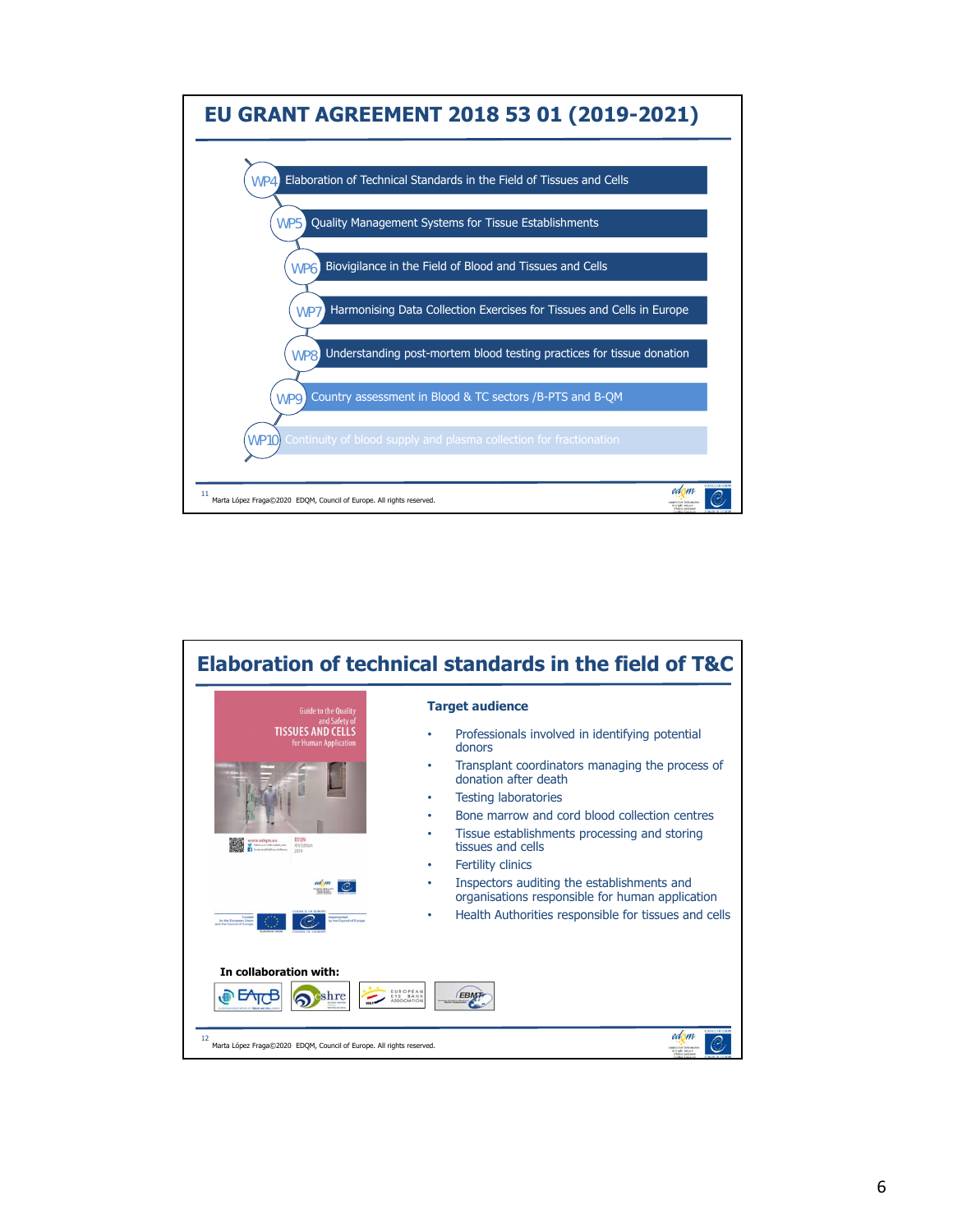## EU GRANT AGREEMENT 2018 53 01 (2019-2021)

- WP4 Elaboration of Technical Standards in the Field of Tissues and Cells
- WP5 Quality Management Systems for Tissue Establishments
- WP6 Biovigilance in the Field of Blood and Tissues and Cells
- WP7 Harmonising Data Collection Exercises for Tissues and Cells in Europe
- WP8 Understanding post-mortem blood testing practices for tissue donation
- WP9 Country assessment in Blood & TC sectors /B-PTS and B-QM
- WP10 Continuity of blood supply and plasma collection for fractionation

Marta López Fraga©2020 EDQM, Council of Europe. All rights reserved.

## Elaboration of technical standards in the field of T&C

Guide to the Quality and Safety of TISSUES AND CELLS for Human Application

**Target audience**

- Professionals involved in identifying potential donors
- Transplant coordinators managing the process of donation after death
- Testing laboratories
- Bone marrow and cord blood collection centres
- Tissue establishments processing and storing tissues and cells
- Fertility clinics
- Inspectors auditing the establishments and organisations responsible for human application
- Health Authorities responsible for tissues and cells

**In collaboration with:**

EATCB, eshre, European Eye Bank Association, EBMT

Marta López Fraga©2020 EDQM, Council of Europe. All rights reserved.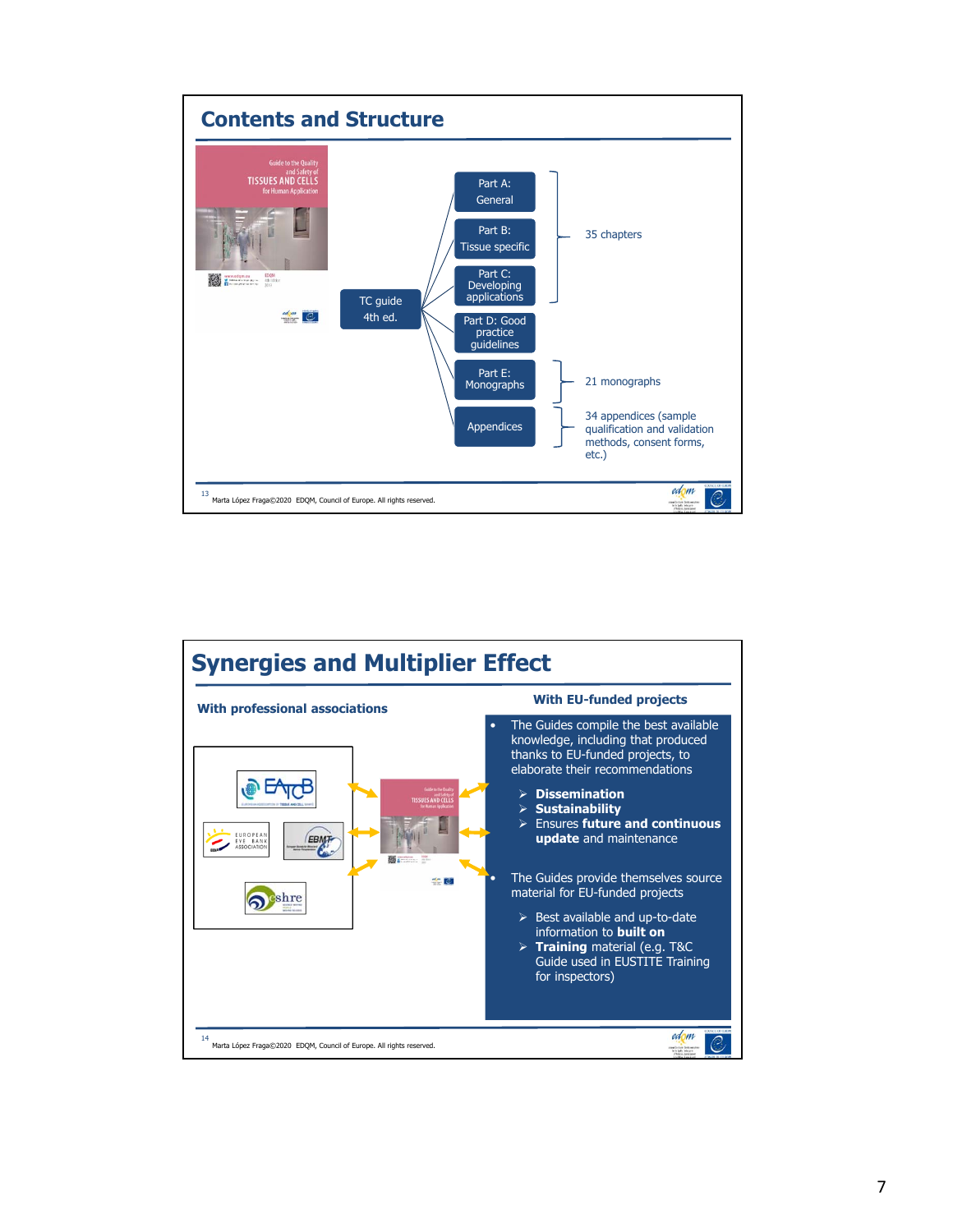## Contents and Structure

- TC guide 4th ed.
  - Part A: General
  - Part B: Tissue specific
  - Part C: Developing applications
  - Part D: Good practice guidelines
  - Part E: Monographs
  - Appendices

Parts A–D: 35 chapters

Part E: 21 monographs

Appendices: 34 appendices (sample qualification and validation methods, consent forms, etc.)

Marta López Fraga©2020 EDQM, Council of Europe. All rights reserved.

## Synergies and Multiplier Effect

### With professional associations

EATCB, European Eye Bank Association, EBMT, ESHRE

### With EU-funded projects

- The Guides compile the best available knowledge, including that produced thanks to EU-funded projects, to elaborate their recommendations
  - **Dissemination**
  - **Sustainability**
  - Ensures **future and continuous update** and maintenance
- The Guides provide themselves source material for EU-funded projects
  - Best available and up-to-date information to **built on**
  - **Training** material (e.g. T&C Guide used in EUSTITE Training for inspectors)

Marta López Fraga©2020 EDQM, Council of Europe. All rights reserved.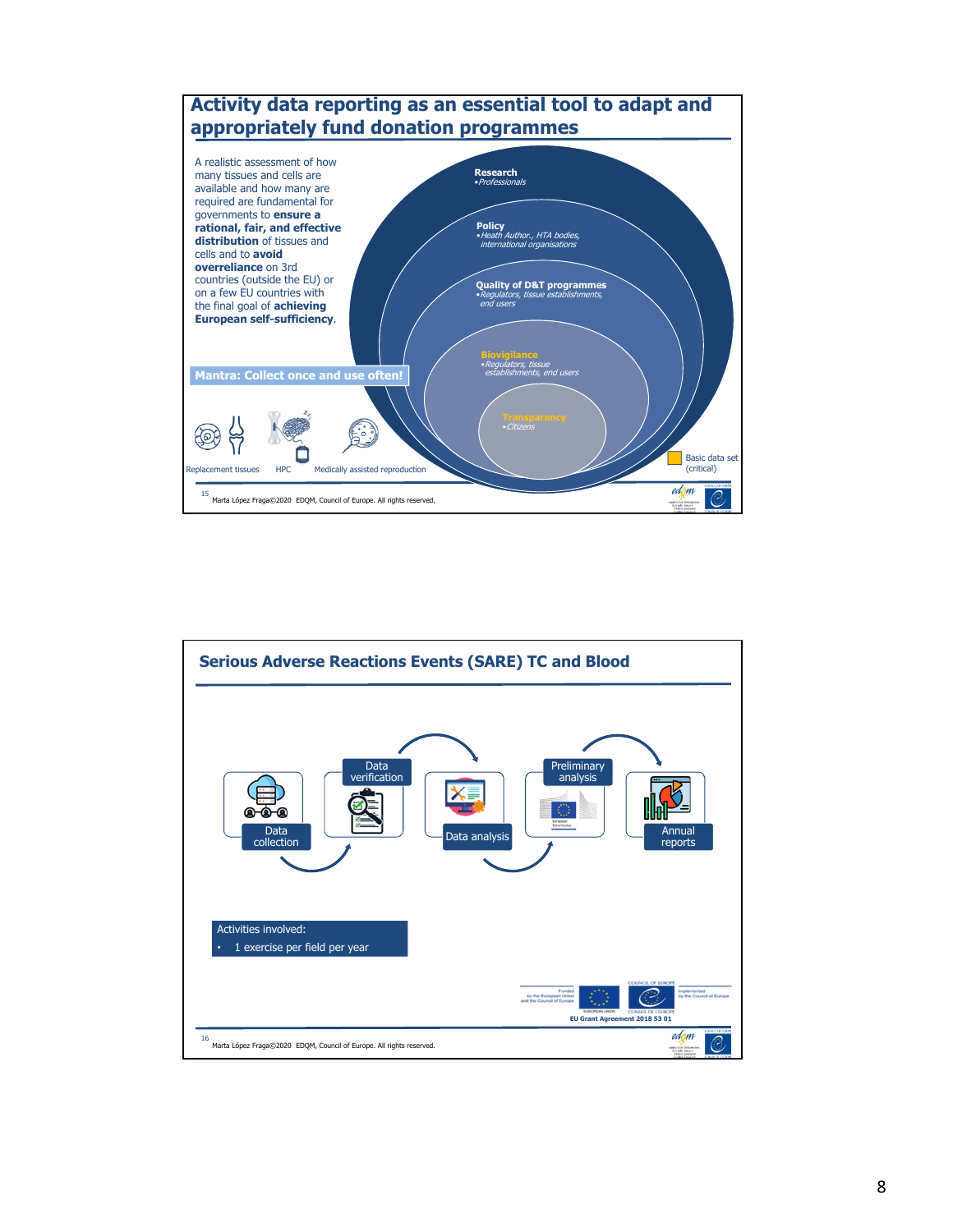## Activity data reporting as an essential tool to adapt and appropriately fund donation programmes

A realistic assessment of how many tissues and cells are available and how many are required are fundamental for governments to **ensure a rational, fair, and effective distribution** of tissues and cells and to **avoid overreliance** on 3rd countries (outside the EU) or on a few EU countries with the final goal of **achieving European self-sufficiency**.

**Research**
- *Professionals*

**Policy**
- *Heath Author., HTA bodies, international organisations*

**Quality of D&T programmes**
- *Regulators, tissue establishments, end users*

**Biovigilance**
- *Regulators, tissue establishments, end users*

**Transparency**
- *Citizens*

**Mantra: Collect once and use often!**

Replacement tissues — HPC — Medically assisted reproduction

Basic data set (critical)

Marta López Fraga©2020 EDQM, Council of Europe. All rights reserved.

## Serious Adverse Reactions Events (SARE) TC and Blood

Data collection → Data verification → Data analysis → Preliminary analysis → Annual reports

Activities involved:
- 1 exercise per field per year

EU Grant Agreement 2018 53 01

Marta López Fraga©2020 EDQM, Council of Europe. All rights reserved.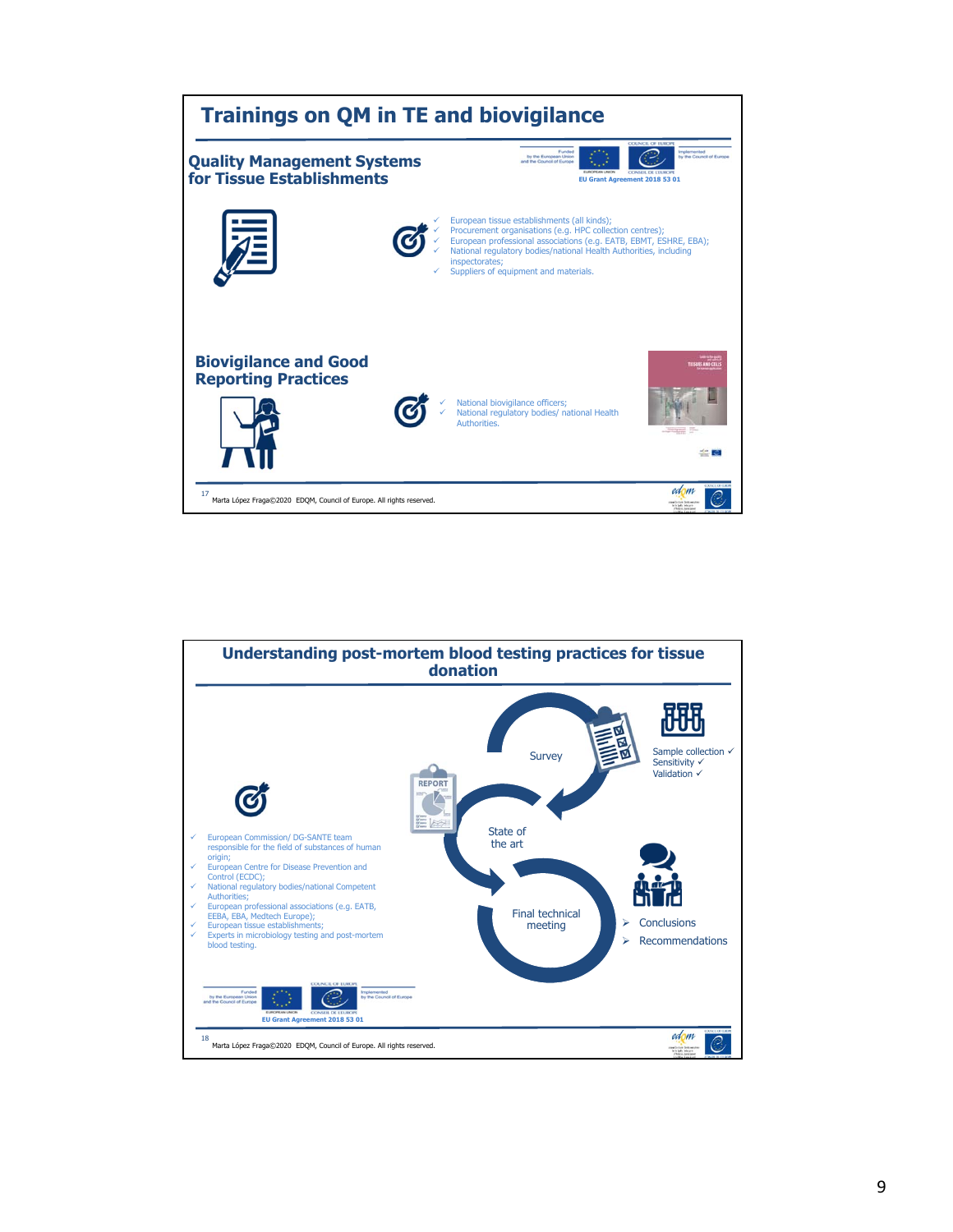## Trainings on QM in TE and biovigilance

### Quality Management Systems for Tissue Establishments

Funded by the European Union and the Council of Europe — Implemented by the Council of Europe

EU Grant Agreement 2018 53 01

- European tissue establishments (all kinds);
- Procurement organisations (e.g. HPC collection centres);
- European professional associations (e.g. EATB, EBMT, ESHRE, EBA);
- National regulatory bodies/national Health Authorities, including inspectorates;
- Suppliers of equipment and materials.

### Biovigilance and Good Reporting Practices

- National biovigilance officers;
- National regulatory bodies/ national Health Authorities.

17 Marta López Fraga©2020 EDQM, Council of Europe. All rights reserved.

## Understanding post-mortem blood testing practices for tissue donation

- European Commission/ DG-SANTE team responsible for the field of substances of human origin;
- European Centre for Disease Prevention and Control (ECDC);
- National regulatory bodies/national Competent Authorities;
- European professional associations (e.g. EATB, EEBA, EBA, Medtech Europe);
- European tissue establishments;
- Experts in microbiology testing and post-mortem blood testing.

Survey → State of the art → Final technical meeting

Survey:
- Sample collection ✓
- Sensitivity ✓
- Validation ✓

Final technical meeting:
- Conclusions
- Recommendations

Funded by the European Union and the Council of Europe — Implemented by the Council of Europe

EU Grant Agreement 2018 53 01

18 Marta López Fraga©2020 EDQM, Council of Europe. All rights reserved.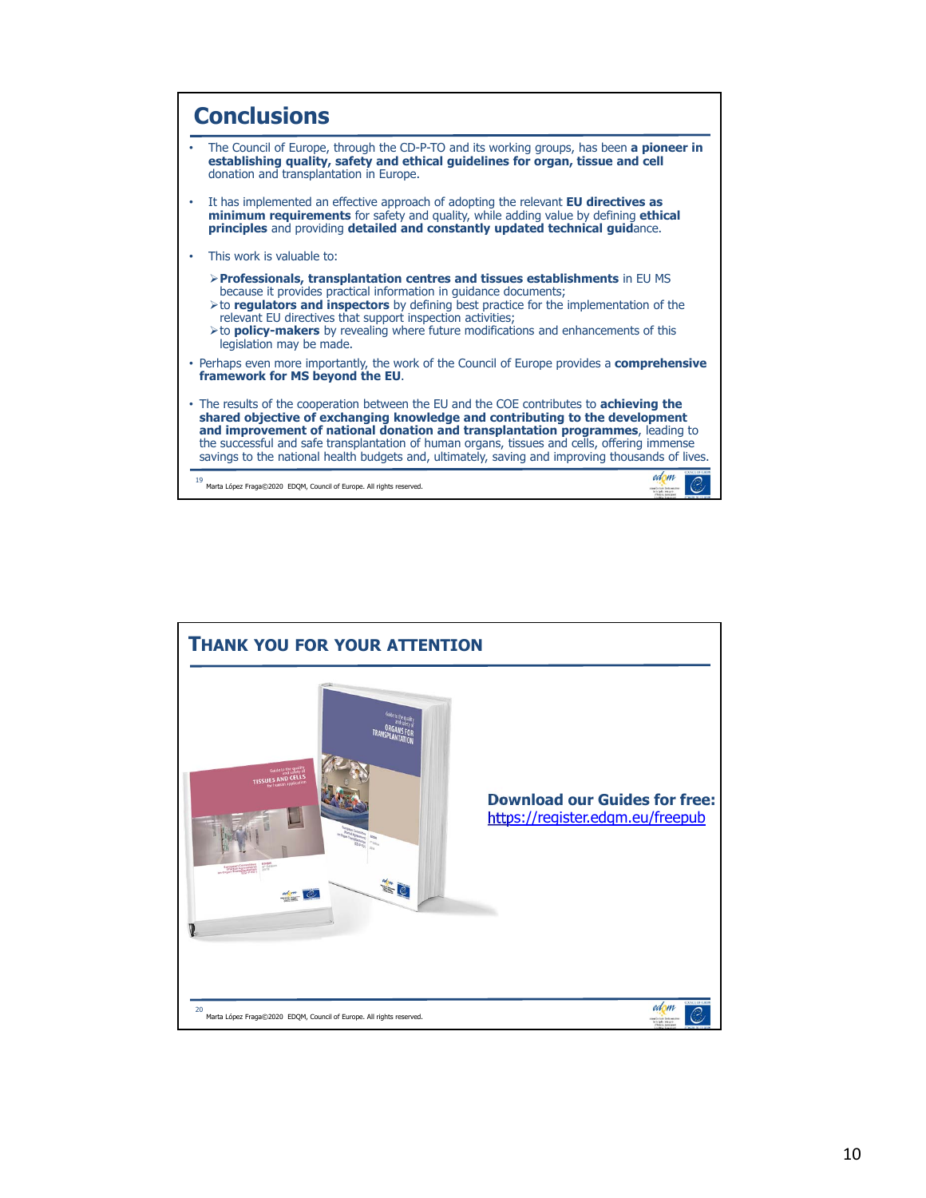## Conclusions

- The Council of Europe, through the CD-P-TO and its working groups, has been **a pioneer in establishing quality, safety and ethical guidelines for organ, tissue and cell** donation and transplantation in Europe.
- It has implemented an effective approach of adopting the relevant **EU directives as minimum requirements** for safety and quality, while adding value by defining **ethical principles** and providing **detailed and constantly updated technical guid**ance.
- This work is valuable to:
  - **Professionals, transplantation centres and tissues establishments** in EU MS because it provides practical information in guidance documents;
  - to **regulators and inspectors** by defining best practice for the implementation of the relevant EU directives that support inspection activities;
  - to **policy-makers** by revealing where future modifications and enhancements of this legislation may be made.
- Perhaps even more importantly, the work of the Council of Europe provides a **comprehensive framework for MS beyond the EU**.
- The results of the cooperation between the EU and the COE contributes to **achieving the shared objective of exchanging knowledge and contributing to the development and improvement of national donation and transplantation programmes**, leading to the successful and safe transplantation of human organs, tissues and cells, offering immense savings to the national health budgets and, ultimately, saving and improving thousands of lives.

19 Marta López Fraga©2020 EDQM, Council of Europe. All rights reserved.

## THANK YOU FOR YOUR ATTENTION

**Download our Guides for free:** https://register.edqm.eu/freepub

20 Marta López Fraga©2020 EDQM, Council of Europe. All rights reserved.